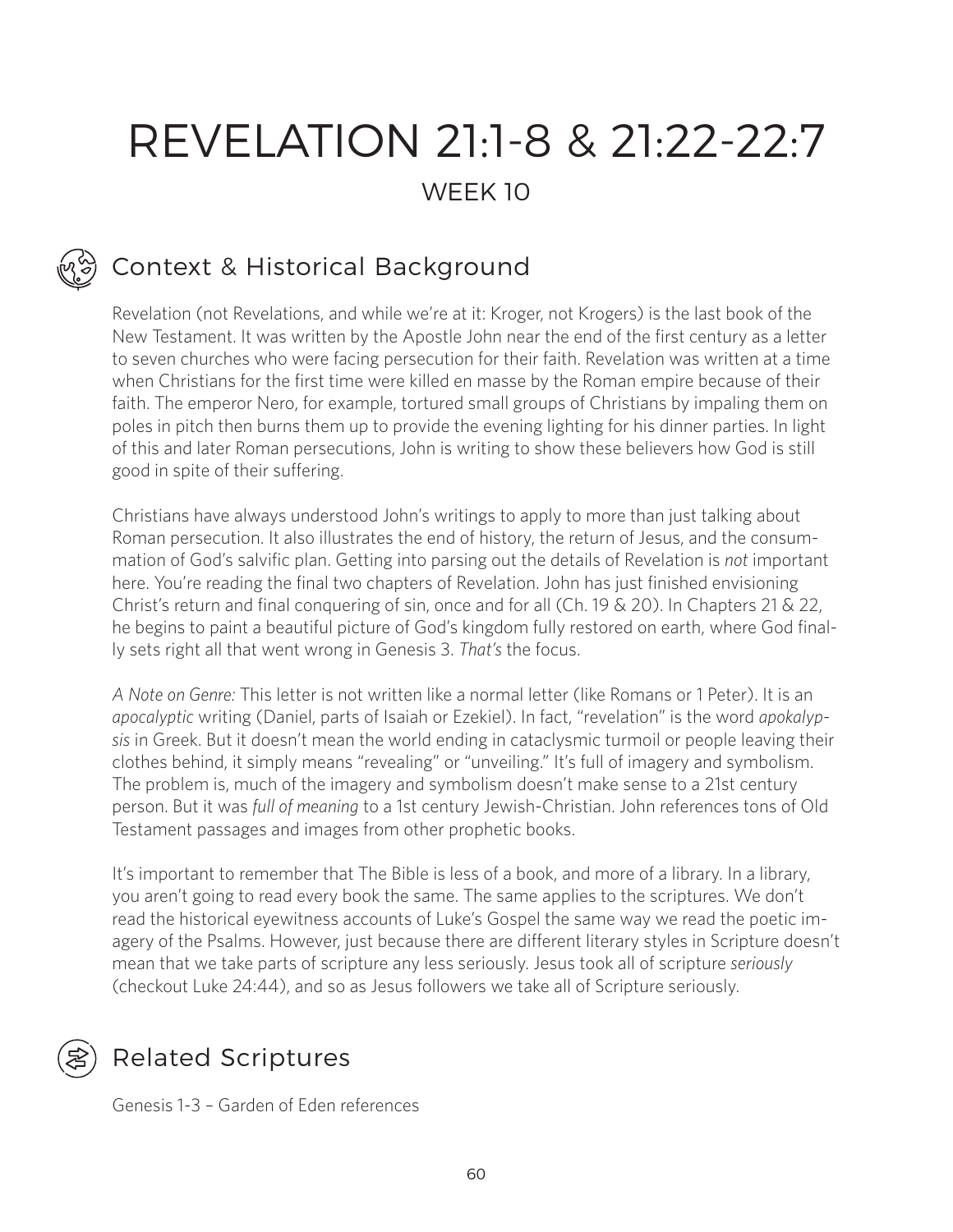# REVELATION 21:1-8 & 21:22-22:7

WEEK 10

## Context & Historical Background

Revelation (not Revelations, and while we're at it: Kroger, not Krogers) is the last book of the New Testament. It was written by the Apostle John near the end of the first century as a letter to seven churches who were facing persecution for their faith. Revelation was written at a time when Christians for the first time were killed en masse by the Roman empire because of their faith. The emperor Nero, for example, tortured small groups of Christians by impaling them on poles in pitch then burns them up to provide the evening lighting for his dinner parties. In light of this and later Roman persecutions, John is writing to show these believers how God is still good in spite of their suffering.

Christians have always understood John's writings to apply to more than just talking about Roman persecution. It also illustrates the end of history, the return of Jesus, and the consummation of God's salvific plan. Getting into parsing out the details of Revelation is *not* important here. You're reading the final two chapters of Revelation. John has just finished envisioning Christ's return and final conquering of sin, once and for all (Ch. 19 & 20). In Chapters 21 & 22, he begins to paint a beautiful picture of God's kingdom fully restored on earth, where God finally sets right all that went wrong in Genesis 3. *That's* the focus.

*A Note on Genre:* This letter is not written like a normal letter (like Romans or 1 Peter). It is an *apocalyptic* writing (Daniel, parts of Isaiah or Ezekiel). In fact, "revelation" is the word *apokalypsis* in Greek. But it doesn't mean the world ending in cataclysmic turmoil or people leaving their clothes behind, it simply means "revealing" or "unveiling." It's full of imagery and symbolism. The problem is, much of the imagery and symbolism doesn't make sense to a 21st century person. But it was *full of meaning* to a 1st century Jewish-Christian. John references tons of Old Testament passages and images from other prophetic books.

It's important to remember that The Bible is less of a book, and more of a library. In a library, you aren't going to read every book the same. The same applies to the scriptures. We don't read the historical eyewitness accounts of Luke's Gospel the same way we read the poetic imagery of the Psalms. However, just because there are different literary styles in Scripture doesn't mean that we take parts of scripture any less seriously. Jesus took all of scripture *seriously* (checkout Luke 24:44), and so as Jesus followers we take all of Scripture seriously.

## Related Scriptures

Genesis 1-3 – Garden of Eden references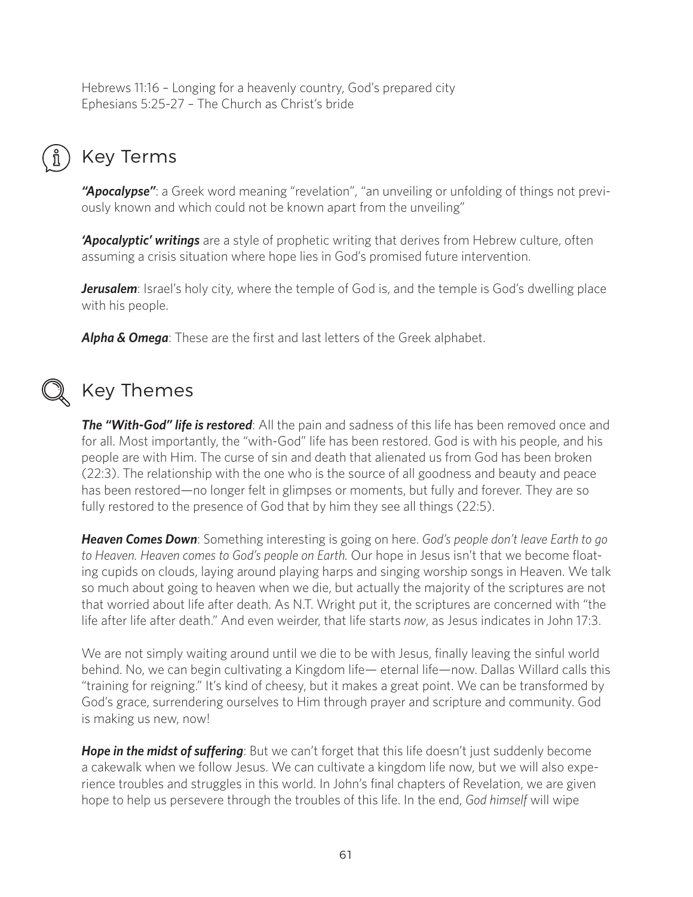Hebrews 11:16 – Longing for a heavenly country, God's prepared city
Ephesians 5:25-27 – The Church as Christ's bride

## Key Terms

***"Apocalypse"***: a Greek word meaning "revelation", "an unveiling or unfolding of things not previously known and which could not be known apart from the unveiling"

***'Apocalyptic' writings*** are a style of prophetic writing that derives from Hebrew culture, often assuming a crisis situation where hope lies in God's promised future intervention.

***Jerusalem***: Israel's holy city, where the temple of God is, and the temple is God's dwelling place with his people.

***Alpha & Omega***: These are the first and last letters of the Greek alphabet.

## Key Themes

***The "With-God" life is restored***: All the pain and sadness of this life has been removed once and for all. Most importantly, the "with-God" life has been restored. God is with his people, and his people are with Him. The curse of sin and death that alienated us from God has been broken (22:3). The relationship with the one who is the source of all goodness and beauty and peace has been restored—no longer felt in glimpses or moments, but fully and forever. They are so fully restored to the presence of God that by him they see all things (22:5).

***Heaven Comes Down***: Something interesting is going on here. *God's people don't leave Earth to go to Heaven. Heaven comes to God's people on Earth.* Our hope in Jesus isn't that we become floating cupids on clouds, laying around playing harps and singing worship songs in Heaven. We talk so much about going to heaven when we die, but actually the majority of the scriptures are not that worried about life after death. As N.T. Wright put it, the scriptures are concerned with "the life after life after death." And even weirder, that life starts *now*, as Jesus indicates in John 17:3.

We are not simply waiting around until we die to be with Jesus, finally leaving the sinful world behind. No, we can begin cultivating a Kingdom life— eternal life—now. Dallas Willard calls this "training for reigning." It's kind of cheesy, but it makes a great point. We can be transformed by God's grace, surrendering ourselves to Him through prayer and scripture and community. God is making us new, now!

***Hope in the midst of suffering***: But we can't forget that this life doesn't just suddenly become a cakewalk when we follow Jesus. We can cultivate a kingdom life now, but we will also experience troubles and struggles in this world. In John's final chapters of Revelation, we are given hope to help us persevere through the troubles of this life. In the end, *God himself* will wipe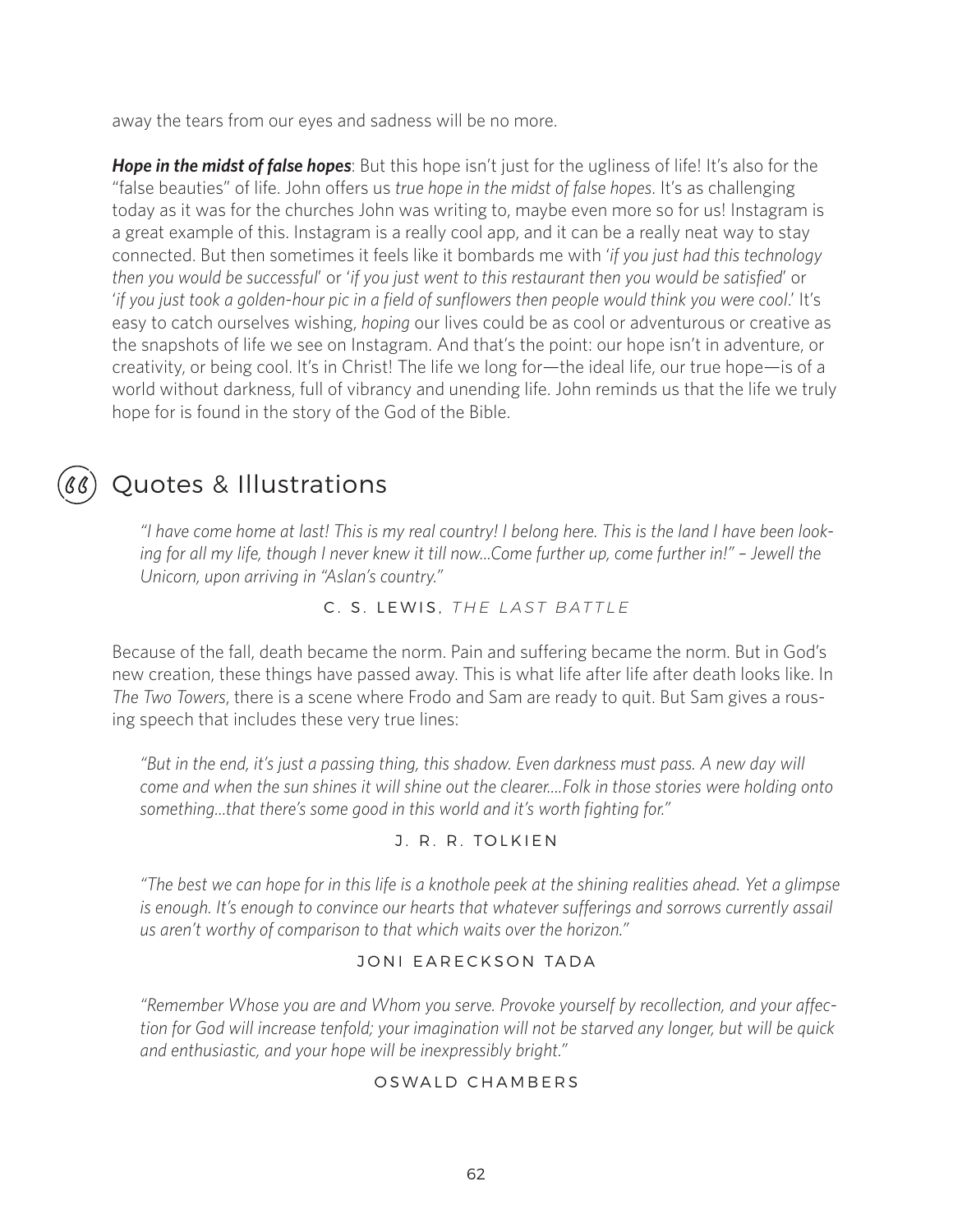away the tears from our eyes and sadness will be no more.

***Hope in the midst of false hopes***: But this hope isn't just for the ugliness of life! It's also for the "false beauties" of life. John offers us *true hope in the midst of false hopes*. It's as challenging today as it was for the churches John was writing to, maybe even more so for us! Instagram is a great example of this. Instagram is a really cool app, and it can be a really neat way to stay connected. But then sometimes it feels like it bombards me with '*if you just had this technology then you would be successful*' or '*if you just went to this restaurant then you would be satisfied*' or '*if you just took a golden-hour pic in a field of sunflowers then people would think you were cool*.' It's easy to catch ourselves wishing, *hoping* our lives could be as cool or adventurous or creative as the snapshots of life we see on Instagram. And that's the point: our hope isn't in adventure, or creativity, or being cool. It's in Christ! The life we long for—the ideal life, our true hope—is of a world without darkness, full of vibrancy and unending life. John reminds us that the life we truly hope for is found in the story of the God of the Bible.

## Quotes & Illustrations

*"I have come home at last! This is my real country! I belong here. This is the land I have been looking for all my life, though I never knew it till now...Come further up, come further in!" – Jewell the Unicorn, upon arriving in "Aslan's country."*

C. S. LEWIS, *THE LAST BATTLE*

Because of the fall, death became the norm. Pain and suffering became the norm. But in God's new creation, these things have passed away. This is what life after life after death looks like. In *The Two Towers*, there is a scene where Frodo and Sam are ready to quit. But Sam gives a rousing speech that includes these very true lines:

*"But in the end, it's just a passing thing, this shadow. Even darkness must pass. A new day will come and when the sun shines it will shine out the clearer....Folk in those stories were holding onto something...that there's some good in this world and it's worth fighting for."*

J. R. R. TOLKIEN

*"The best we can hope for in this life is a knothole peek at the shining realities ahead. Yet a glimpse is enough. It's enough to convince our hearts that whatever sufferings and sorrows currently assail us aren't worthy of comparison to that which waits over the horizon."*

JONI EARECKSON TADA

*"Remember Whose you are and Whom you serve. Provoke yourself by recollection, and your affection for God will increase tenfold; your imagination will not be starved any longer, but will be quick and enthusiastic, and your hope will be inexpressibly bright."*

OSWALD CHAMBERS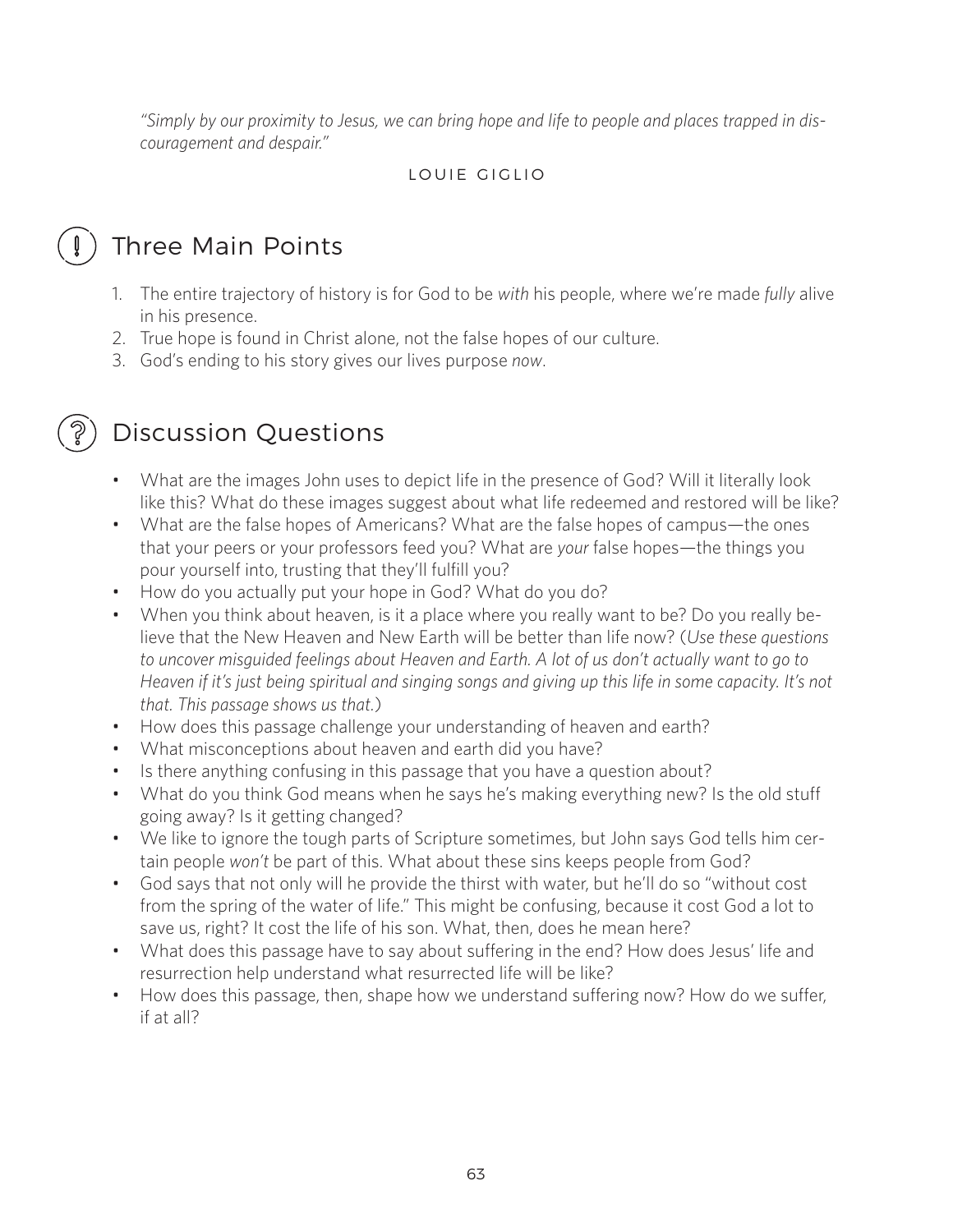*"Simply by our proximity to Jesus, we can bring hope and life to people and places trapped in discouragement and despair."*

LOUIE GIGLIO

## Three Main Points

1. The entire trajectory of history is for God to be *with* his people, where we're made *fully* alive in his presence.
2. True hope is found in Christ alone, not the false hopes of our culture.
3. God's ending to his story gives our lives purpose *now*.

## Discussion Questions

- What are the images John uses to depict life in the presence of God? Will it literally look like this? What do these images suggest about what life redeemed and restored will be like?
- What are the false hopes of Americans? What are the false hopes of campus—the ones that your peers or your professors feed you? What are *your* false hopes—the things you pour yourself into, trusting that they'll fulfill you?
- How do you actually put your hope in God? What do you do?
- When you think about heaven, is it a place where you really want to be? Do you really believe that the New Heaven and New Earth will be better than life now? (*Use these questions to uncover misguided feelings about Heaven and Earth. A lot of us don't actually want to go to Heaven if it's just being spiritual and singing songs and giving up this life in some capacity. It's not that. This passage shows us that.*)
- How does this passage challenge your understanding of heaven and earth?
- What misconceptions about heaven and earth did you have?
- Is there anything confusing in this passage that you have a question about?
- What do you think God means when he says he's making everything new? Is the old stuff going away? Is it getting changed?
- We like to ignore the tough parts of Scripture sometimes, but John says God tells him certain people *won't* be part of this. What about these sins keeps people from God?
- God says that not only will he provide the thirst with water, but he'll do so "without cost from the spring of the water of life." This might be confusing, because it cost God a lot to save us, right? It cost the life of his son. What, then, does he mean here?
- What does this passage have to say about suffering in the end? How does Jesus' life and resurrection help understand what resurrected life will be like?
- How does this passage, then, shape how we understand suffering now? How do we suffer, if at all?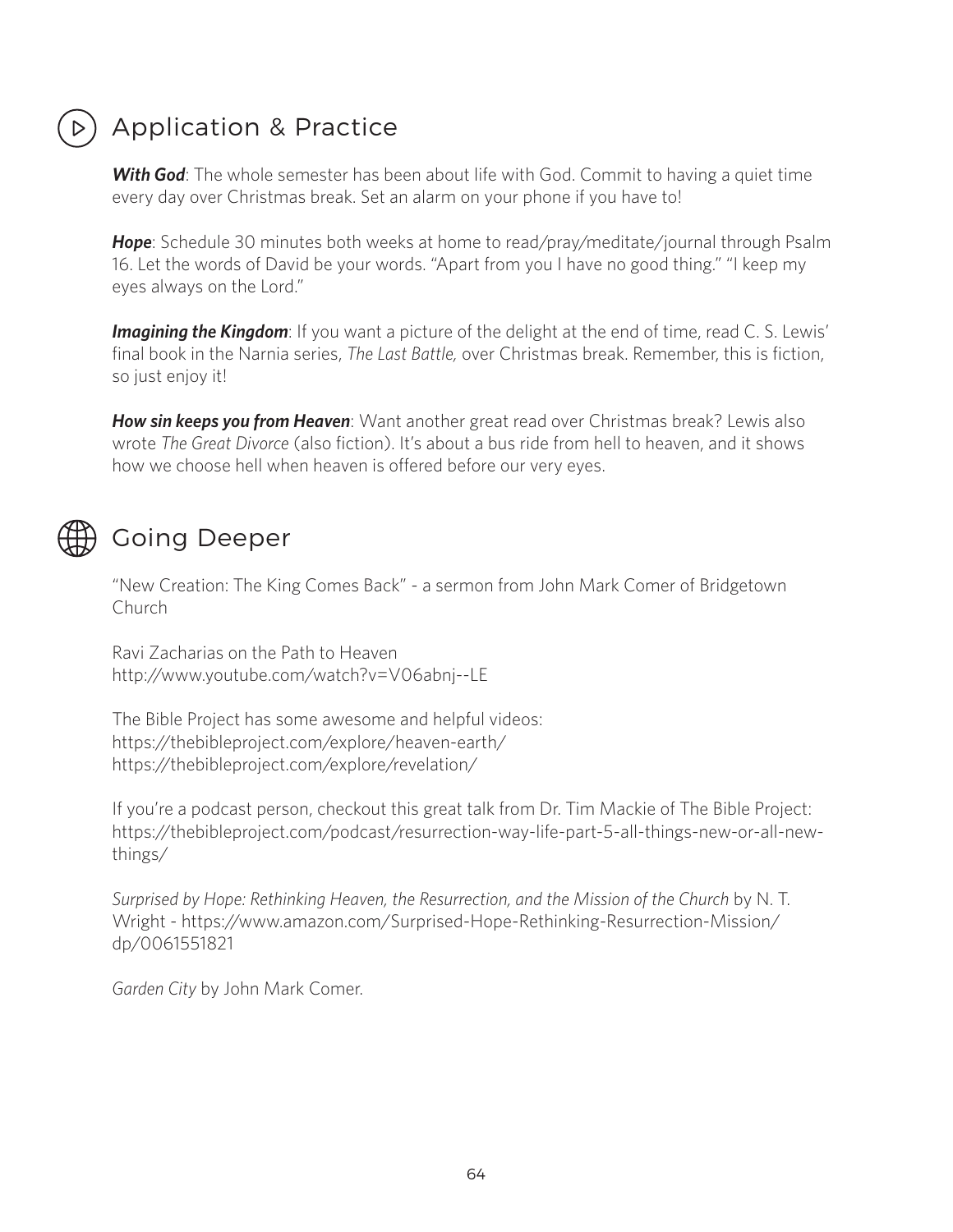## Application & Practice

***With God***: The whole semester has been about life with God. Commit to having a quiet time every day over Christmas break. Set an alarm on your phone if you have to!

***Hope***: Schedule 30 minutes both weeks at home to read/pray/meditate/journal through Psalm 16. Let the words of David be your words. "Apart from you I have no good thing." "I keep my eyes always on the Lord."

***Imagining the Kingdom***: If you want a picture of the delight at the end of time, read C. S. Lewis' final book in the Narnia series, *The Last Battle,* over Christmas break. Remember, this is fiction, so just enjoy it!

***How sin keeps you from Heaven***: Want another great read over Christmas break? Lewis also wrote *The Great Divorce* (also fiction). It's about a bus ride from hell to heaven, and it shows how we choose hell when heaven is offered before our very eyes.

## Going Deeper

"New Creation: The King Comes Back" - a sermon from John Mark Comer of Bridgetown Church

Ravi Zacharias on the Path to Heaven
http://www.youtube.com/watch?v=V06abnj--LE

The Bible Project has some awesome and helpful videos:
https://thebibleproject.com/explore/heaven-earth/
https://thebibleproject.com/explore/revelation/

If you're a podcast person, checkout this great talk from Dr. Tim Mackie of The Bible Project:
https://thebibleproject.com/podcast/resurrection-way-life-part-5-all-things-new-or-all-new-things/

*Surprised by Hope: Rethinking Heaven, the Resurrection, and the Mission of the Church* by N. T. Wright - https://www.amazon.com/Surprised-Hope-Rethinking-Resurrection-Mission/dp/0061551821

*Garden City* by John Mark Comer.